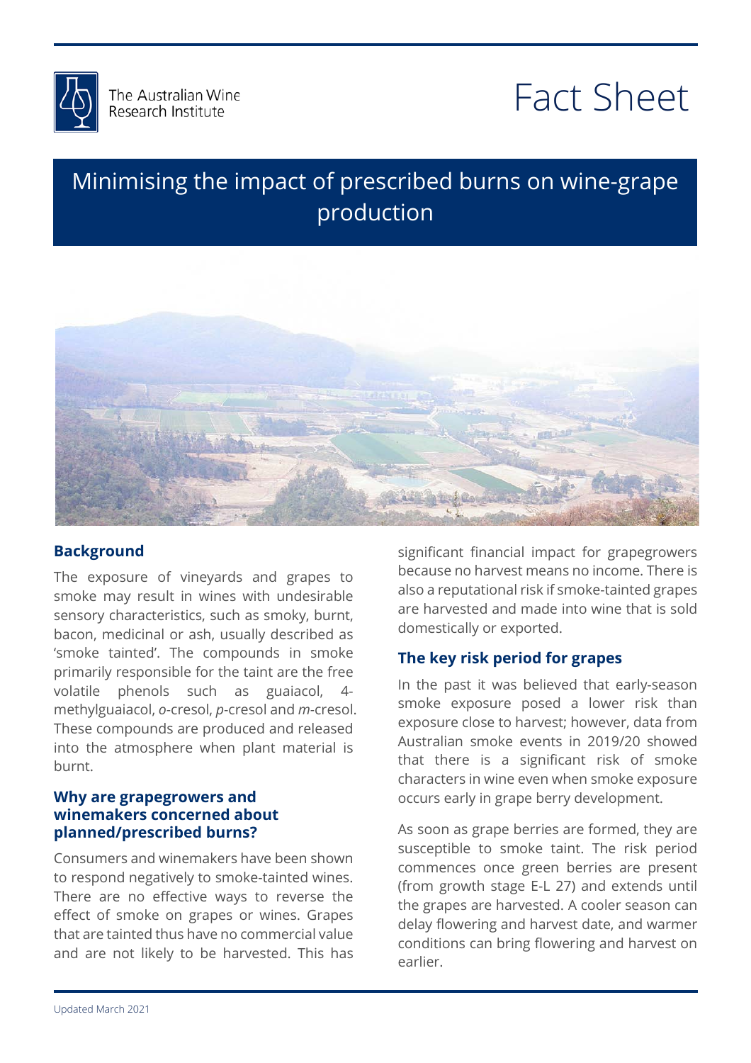The Australian Wine Research Institute

# Fact Sheet

## Minimising the impact of prescribed burns on wine-grape production

### Background

The exposure of vineyards and grapes to smoke may result in wines with undesirable sensory characteristics, such as smoky, burnt, bacon, medicinal or ash, usually described as 'smoke tainted'. The compounds in smoke primarily responsible for the taint are the free volatile phenols such as guaiacol, 4-methylguaiacol, *o*-cresol, *p*-cresol and *m*-cresol. These compounds are produced and released into the atmosphere when plant material is burnt.

### Why are grapegrowers and winemakers concerned about planned/prescribed burns?

Consumers and winemakers have been shown to respond negatively to smoke-tainted wines. There are no effective ways to reverse the effect of smoke on grapes or wines. Grapes that are tainted thus have no commercial value and are not likely to be harvested. This has significant financial impact for grapegrowers because no harvest means no income. There is also a reputational risk if smoke-tainted grapes are harvested and made into wine that is sold domestically or exported.

### The key risk period for grapes

In the past it was believed that early-season smoke exposure posed a lower risk than exposure close to harvest; however, data from Australian smoke events in 2019/20 showed that there is a significant risk of smoke characters in wine even when smoke exposure occurs early in grape berry development.

As soon as grape berries are formed, they are susceptible to smoke taint. The risk period commences once green berries are present (from growth stage E-L 27) and extends until the grapes are harvested. A cooler season can delay flowering and harvest date, and warmer conditions can bring flowering and harvest on earlier.

Updated March 2021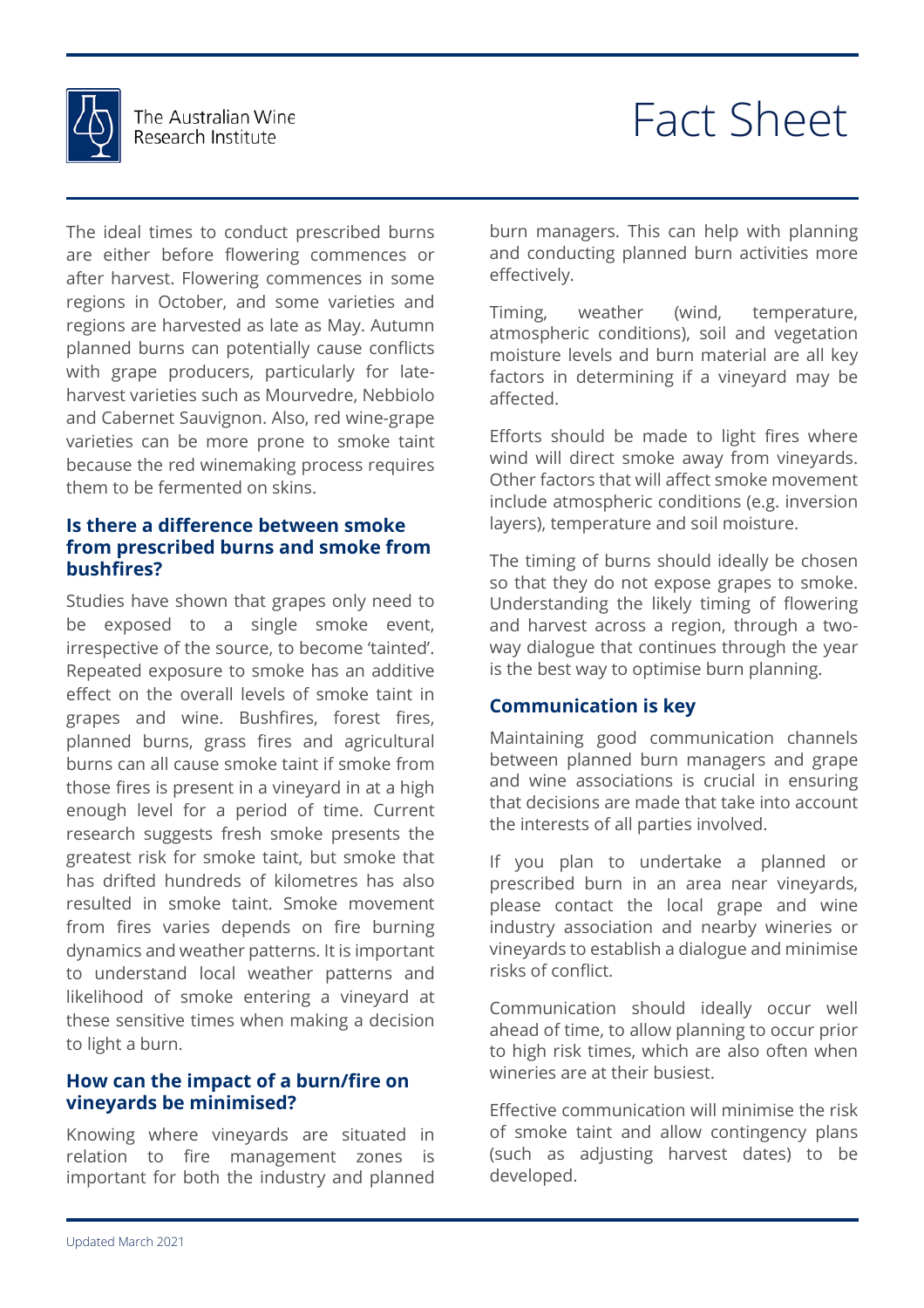The ideal times to conduct prescribed burns are either before flowering commences or after harvest. Flowering commences in some regions in October, and some varieties and regions are harvested as late as May. Autumn planned burns can potentially cause conflicts with grape producers, particularly for late-harvest varieties such as Mourvedre, Nebbiolo and Cabernet Sauvignon. Also, red wine-grape varieties can be more prone to smoke taint because the red winemaking process requires them to be fermented on skins.

## Is there a difference between smoke from prescribed burns and smoke from bushfires?

Studies have shown that grapes only need to be exposed to a single smoke event, irrespective of the source, to become 'tainted'. Repeated exposure to smoke has an additive effect on the overall levels of smoke taint in grapes and wine. Bushfires, forest fires, planned burns, grass fires and agricultural burns can all cause smoke taint if smoke from those fires is present in a vineyard in at a high enough level for a period of time. Current research suggests fresh smoke presents the greatest risk for smoke taint, but smoke that has drifted hundreds of kilometres has also resulted in smoke taint. Smoke movement from fires varies depends on fire burning dynamics and weather patterns. It is important to understand local weather patterns and likelihood of smoke entering a vineyard at these sensitive times when making a decision to light a burn.

## How can the impact of a burn/fire on vineyards be minimised?

Knowing where vineyards are situated in relation to fire management zones is important for both the industry and planned burn managers. This can help with planning and conducting planned burn activities more effectively.

Timing, weather (wind, temperature, atmospheric conditions), soil and vegetation moisture levels and burn material are all key factors in determining if a vineyard may be affected.

Efforts should be made to light fires where wind will direct smoke away from vineyards. Other factors that will affect smoke movement include atmospheric conditions (e.g. inversion layers), temperature and soil moisture.

The timing of burns should ideally be chosen so that they do not expose grapes to smoke. Understanding the likely timing of flowering and harvest across a region, through a two-way dialogue that continues through the year is the best way to optimise burn planning.

## Communication is key

Maintaining good communication channels between planned burn managers and grape and wine associations is crucial in ensuring that decisions are made that take into account the interests of all parties involved.

If you plan to undertake a planned or prescribed burn in an area near vineyards, please contact the local grape and wine industry association and nearby wineries or vineyards to establish a dialogue and minimise risks of conflict.

Communication should ideally occur well ahead of time, to allow planning to occur prior to high risk times, which are also often when wineries are at their busiest.

Effective communication will minimise the risk of smoke taint and allow contingency plans (such as adjusting harvest dates) to be developed.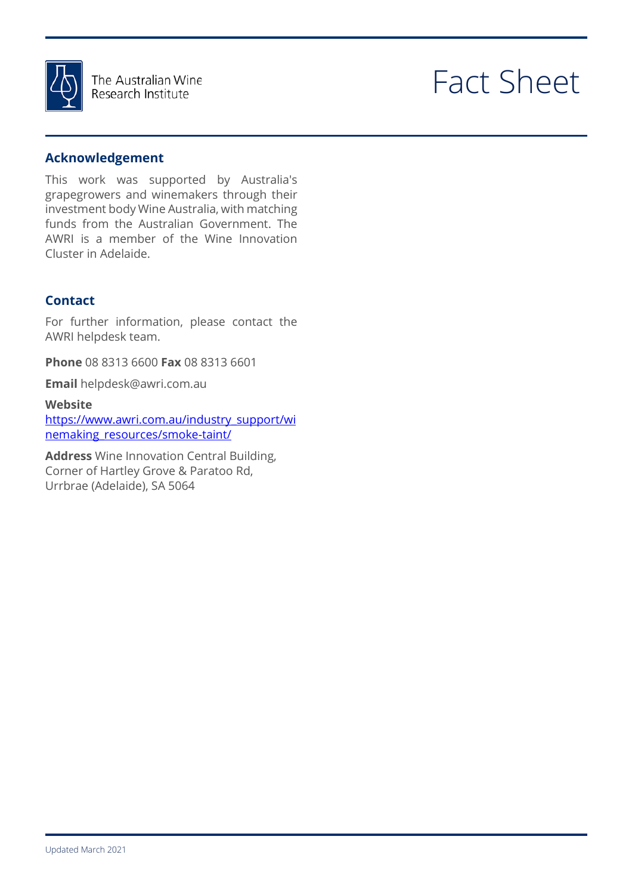## Acknowledgement

This work was supported by Australia's grapegrowers and winemakers through their investment body Wine Australia, with matching funds from the Australian Government. The AWRI is a member of the Wine Innovation Cluster in Adelaide.

## Contact

For further information, please contact the AWRI helpdesk team.

**Phone** 08 8313 6600 **Fax** 08 8313 6601

**Email** helpdesk@awri.com.au

**Website**
[https://www.awri.com.au/industry_support/winemaking_resources/smoke-taint/](https://www.awri.com.au/industry_support/winemaking_resources/smoke-taint/)

**Address** Wine Innovation Central Building, Corner of Hartley Grove & Paratoo Rd, Urrbrae (Adelaide), SA 5064

Updated March 2021